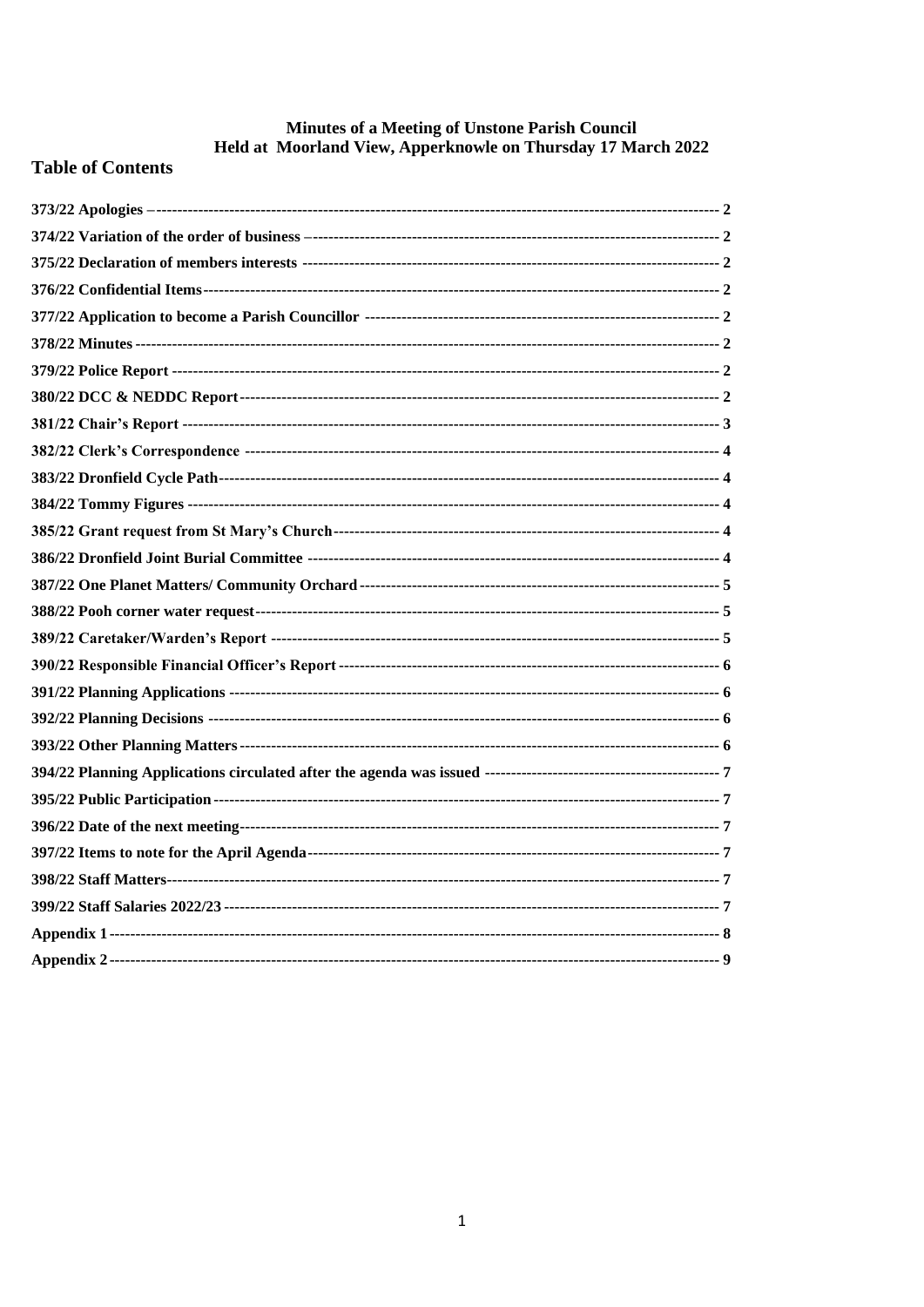# Minutes of a Meeting of Unstone Parish Council
# Held at Moorland View, Apperknowle on Thursday 17 March 2022

## Table of Contents

373/22 Apologies – 2
374/22 Variation of the order of business – 2
375/22 Declaration of members interests 2
376/22 Confidential Items 2
377/22 Application to become a Parish Councillor 2
378/22 Minutes 2
379/22 Police Report 2
380/22 DCC & NEDDC Report 2
381/22 Chair's Report 3
382/22 Clerk's Correspondence 4
383/22 Dronfield Cycle Path 4
384/22 Tommy Figures 4
385/22 Grant request from St Mary's Church 4
386/22 Dronfield Joint Burial Committee 4
387/22 One Planet Matters/ Community Orchard 5
388/22 Pooh corner water request 5
389/22 Caretaker/Warden's Report 5
390/22 Responsible Financial Officer's Report 6
391/22 Planning Applications 6
392/22 Planning Decisions 6
393/22 Other Planning Matters 6
394/22 Planning Applications circulated after the agenda was issued 7
395/22 Public Participation 7
396/22 Date of the next meeting 7
397/22 Items to note for the April Agenda 7
398/22 Staff Matters 7
399/22 Staff Salaries 2022/23 7
Appendix 1 8
Appendix 2 9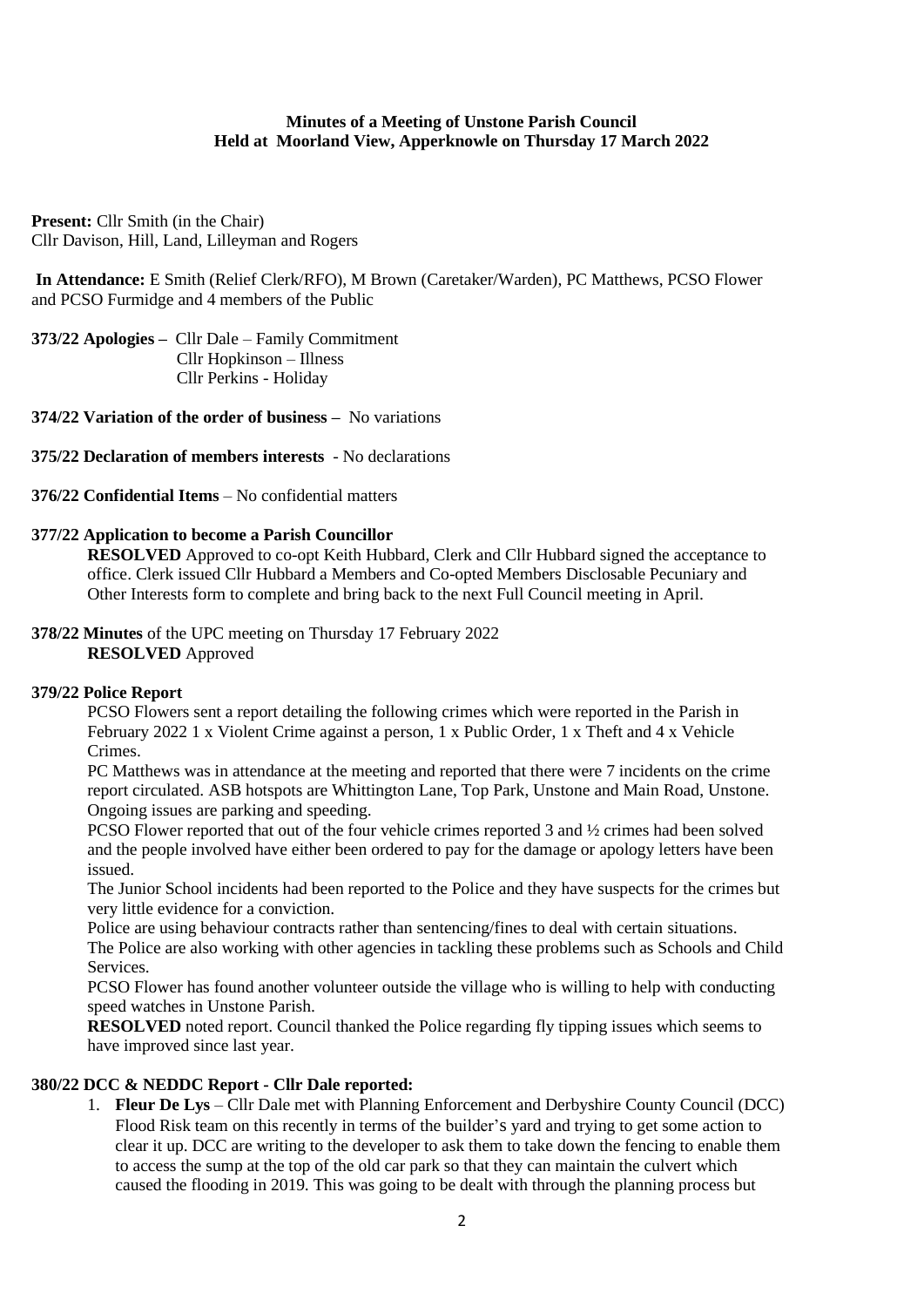**Minutes of a Meeting of Unstone Parish Council**
**Held at Moorland View, Apperknowle on Thursday 17 March 2022**

**Present:** Cllr Smith (in the Chair)
Cllr Davison, Hill, Land, Lilleyman and Rogers

**In Attendance:** E Smith (Relief Clerk/RFO), M Brown (Caretaker/Warden), PC Matthews, PCSO Flower and PCSO Furmidge and 4 members of the Public

**373/22 Apologies –** Cllr Dale – Family Commitment
Cllr Hopkinson – Illness
Cllr Perkins - Holiday

**374/22 Variation of the order of business –** No variations

**375/22 Declaration of members interests** - No declarations

**376/22 Confidential Items** – No confidential matters

**377/22 Application to become a Parish Councillor**

**RESOLVED** Approved to co-opt Keith Hubbard, Clerk and Cllr Hubbard signed the acceptance to office. Clerk issued Cllr Hubbard a Members and Co-opted Members Disclosable Pecuniary and Other Interests form to complete and bring back to the next Full Council meeting in April.

**378/22 Minutes** of the UPC meeting on Thursday 17 February 2022

**RESOLVED** Approved

**379/22 Police Report**

PCSO Flowers sent a report detailing the following crimes which were reported in the Parish in February 2022 1 x Violent Crime against a person, 1 x Public Order, 1 x Theft and 4 x Vehicle Crimes.

PC Matthews was in attendance at the meeting and reported that there were 7 incidents on the crime report circulated. ASB hotspots are Whittington Lane, Top Park, Unstone and Main Road, Unstone. Ongoing issues are parking and speeding.

PCSO Flower reported that out of the four vehicle crimes reported 3 and ½ crimes had been solved and the people involved have either been ordered to pay for the damage or apology letters have been issued.

The Junior School incidents had been reported to the Police and they have suspects for the crimes but very little evidence for a conviction.

Police are using behaviour contracts rather than sentencing/fines to deal with certain situations.

The Police are also working with other agencies in tackling these problems such as Schools and Child Services.

PCSO Flower has found another volunteer outside the village who is willing to help with conducting speed watches in Unstone Parish.

**RESOLVED** noted report. Council thanked the Police regarding fly tipping issues which seems to have improved since last year.

**380/22 DCC & NEDDC Report - Cllr Dale reported:**

1. **Fleur De Lys** – Cllr Dale met with Planning Enforcement and Derbyshire County Council (DCC) Flood Risk team on this recently in terms of the builder's yard and trying to get some action to clear it up. DCC are writing to the developer to ask them to take down the fencing to enable them to access the sump at the top of the old car park so that they can maintain the culvert which caused the flooding in 2019. This was going to be dealt with through the planning process but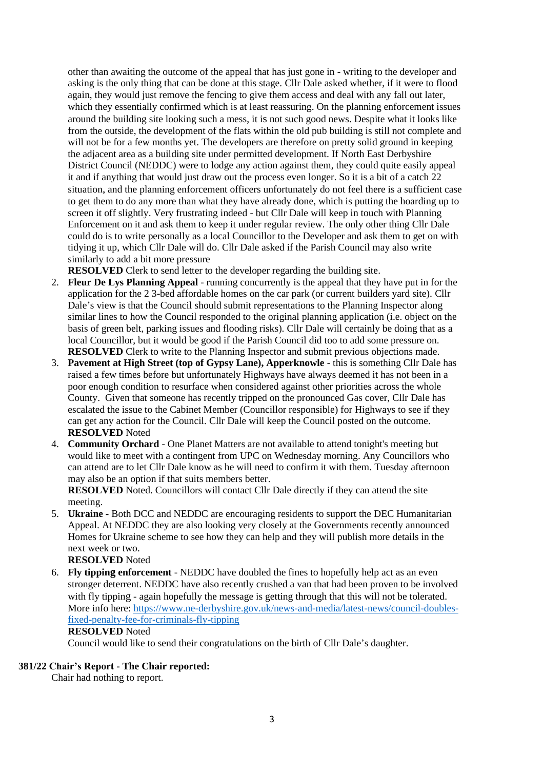other than awaiting the outcome of the appeal that has just gone in - writing to the developer and asking is the only thing that can be done at this stage. Cllr Dale asked whether, if it were to flood again, they would just remove the fencing to give them access and deal with any fall out later, which they essentially confirmed which is at least reassuring. On the planning enforcement issues around the building site looking such a mess, it is not such good news. Despite what it looks like from the outside, the development of the flats within the old pub building is still not complete and will not be for a few months yet. The developers are therefore on pretty solid ground in keeping the adjacent area as a building site under permitted development. If North East Derbyshire District Council (NEDDC) were to lodge any action against them, they could quite easily appeal it and if anything that would just draw out the process even longer. So it is a bit of a catch 22 situation, and the planning enforcement officers unfortunately do not feel there is a sufficient case to get them to do any more than what they have already done, which is putting the hoarding up to screen it off slightly. Very frustrating indeed - but Cllr Dale will keep in touch with Planning Enforcement on it and ask them to keep it under regular review. The only other thing Cllr Dale could do is to write personally as a local Councillor to the Developer and ask them to get on with tidying it up, which Cllr Dale will do. Cllr Dale asked if the Parish Council may also write similarly to add a bit more pressure
**RESOLVED** Clerk to send letter to the developer regarding the building site.

2. **Fleur De Lys Planning Appeal** - running concurrently is the appeal that they have put in for the application for the 2 3-bed affordable homes on the car park (or current builders yard site). Cllr Dale's view is that the Council should submit representations to the Planning Inspector along similar lines to how the Council responded to the original planning application (i.e. object on the basis of green belt, parking issues and flooding risks). Cllr Dale will certainly be doing that as a local Councillor, but it would be good if the Parish Council did too to add some pressure on.
**RESOLVED** Clerk to write to the Planning Inspector and submit previous objections made.
3. **Pavement at High Street (top of Gypsy Lane), Apperknowle** - this is something Cllr Dale has raised a few times before but unfortunately Highways have always deemed it has not been in a poor enough condition to resurface when considered against other priorities across the whole County. Given that someone has recently tripped on the pronounced Gas cover, Cllr Dale has escalated the issue to the Cabinet Member (Councillor responsible) for Highways to see if they can get any action for the Council. Cllr Dale will keep the Council posted on the outcome.
**RESOLVED** Noted
4. **Community Orchard** - One Planet Matters are not available to attend tonight's meeting but would like to meet with a contingent from UPC on Wednesday morning. Any Councillors who can attend are to let Cllr Dale know as he will need to confirm it with them. Tuesday afternoon may also be an option if that suits members better.
**RESOLVED** Noted. Councillors will contact Cllr Dale directly if they can attend the site meeting.
5. **Ukraine** - Both DCC and NEDDC are encouraging residents to support the DEC Humanitarian Appeal. At NEDDC they are also looking very closely at the Governments recently announced Homes for Ukraine scheme to see how they can help and they will publish more details in the next week or two.
**RESOLVED** Noted
6. **Fly tipping enforcement** - NEDDC have doubled the fines to hopefully help act as an even stronger deterrent. NEDDC have also recently crushed a van that had been proven to be involved with fly tipping - again hopefully the message is getting through that this will not be tolerated. More info here: https://www.ne-derbyshire.gov.uk/news-and-media/latest-news/council-doubles-fixed-penalty-fee-for-criminals-fly-tipping
**RESOLVED** Noted
Council would like to send their congratulations on the birth of Cllr Dale's daughter.

**381/22 Chair's Report - The Chair reported:**

Chair had nothing to report.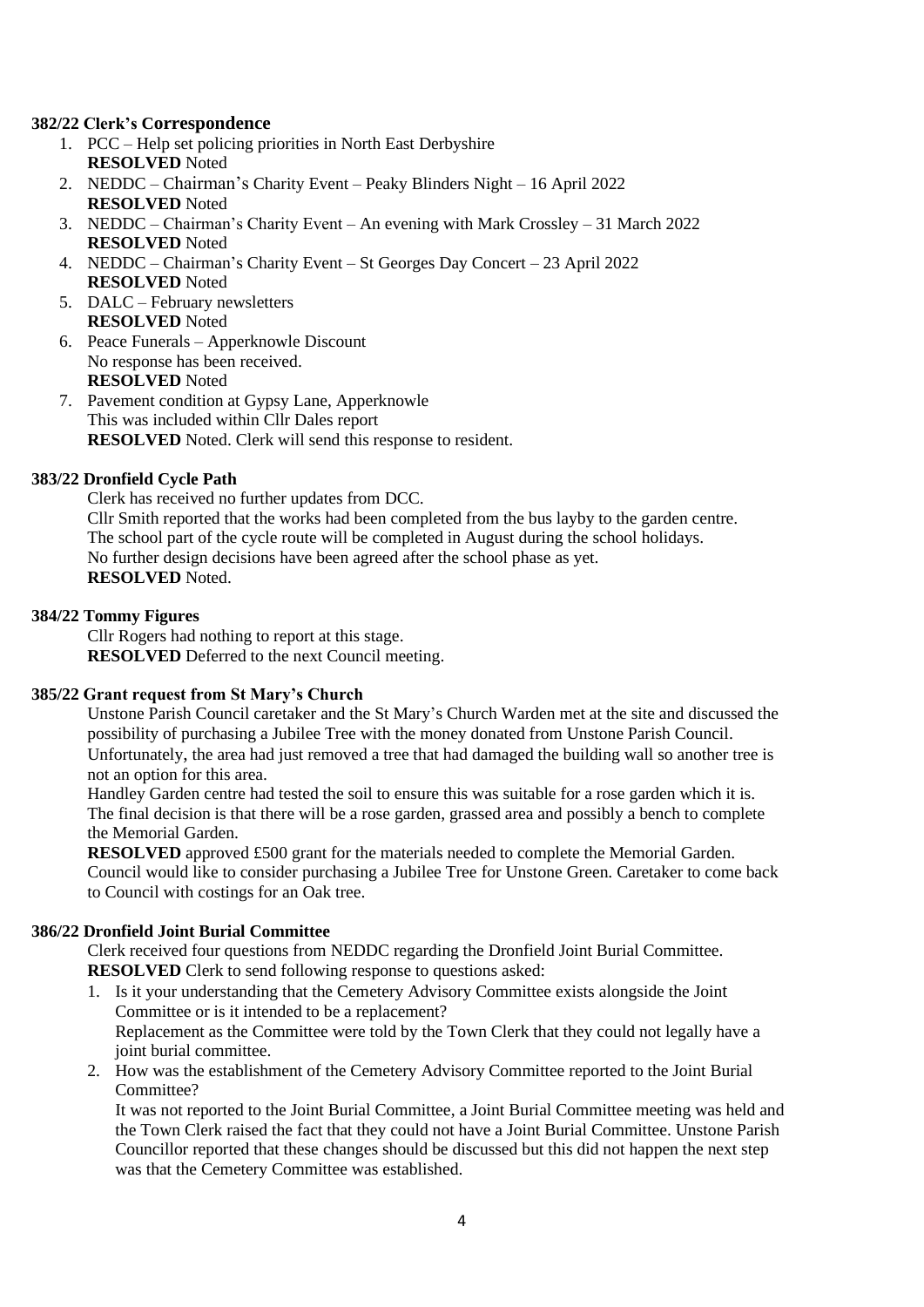**382/22 Clerk's Correspondence**

1. PCC – Help set policing priorities in North East Derbyshire
   **RESOLVED** Noted
2. NEDDC – Chairman's Charity Event – Peaky Blinders Night – 16 April 2022
   **RESOLVED** Noted
3. NEDDC – Chairman's Charity Event – An evening with Mark Crossley – 31 March 2022
   **RESOLVED** Noted
4. NEDDC – Chairman's Charity Event – St Georges Day Concert – 23 April 2022
   **RESOLVED** Noted
5. DALC – February newsletters
   **RESOLVED** Noted
6. Peace Funerals – Apperknowle Discount
   No response has been received.
   **RESOLVED** Noted
7. Pavement condition at Gypsy Lane, Apperknowle
   This was included within Cllr Dales report
   **RESOLVED** Noted. Clerk will send this response to resident.

**383/22 Dronfield Cycle Path**

Clerk has received no further updates from DCC.
Cllr Smith reported that the works had been completed from the bus layby to the garden centre.
The school part of the cycle route will be completed in August during the school holidays.
No further design decisions have been agreed after the school phase as yet.
**RESOLVED** Noted.

**384/22 Tommy Figures**

Cllr Rogers had nothing to report at this stage.
**RESOLVED** Deferred to the next Council meeting.

**385/22 Grant request from St Mary's Church**

Unstone Parish Council caretaker and the St Mary's Church Warden met at the site and discussed the possibility of purchasing a Jubilee Tree with the money donated from Unstone Parish Council. Unfortunately, the area had just removed a tree that had damaged the building wall so another tree is not an option for this area.
Handley Garden centre had tested the soil to ensure this was suitable for a rose garden which it is. The final decision is that there will be a rose garden, grassed area and possibly a bench to complete the Memorial Garden.
**RESOLVED** approved £500 grant for the materials needed to complete the Memorial Garden. Council would like to consider purchasing a Jubilee Tree for Unstone Green. Caretaker to come back to Council with costings for an Oak tree.

**386/22 Dronfield Joint Burial Committee**

Clerk received four questions from NEDDC regarding the Dronfield Joint Burial Committee.
**RESOLVED** Clerk to send following response to questions asked:

1. Is it your understanding that the Cemetery Advisory Committee exists alongside the Joint Committee or is it intended to be a replacement?
   Replacement as the Committee were told by the Town Clerk that they could not legally have a joint burial committee.
2. How was the establishment of the Cemetery Advisory Committee reported to the Joint Burial Committee?
   It was not reported to the Joint Burial Committee, a Joint Burial Committee meeting was held and the Town Clerk raised the fact that they could not have a Joint Burial Committee. Unstone Parish Councillor reported that these changes should be discussed but this did not happen the next step was that the Cemetery Committee was established.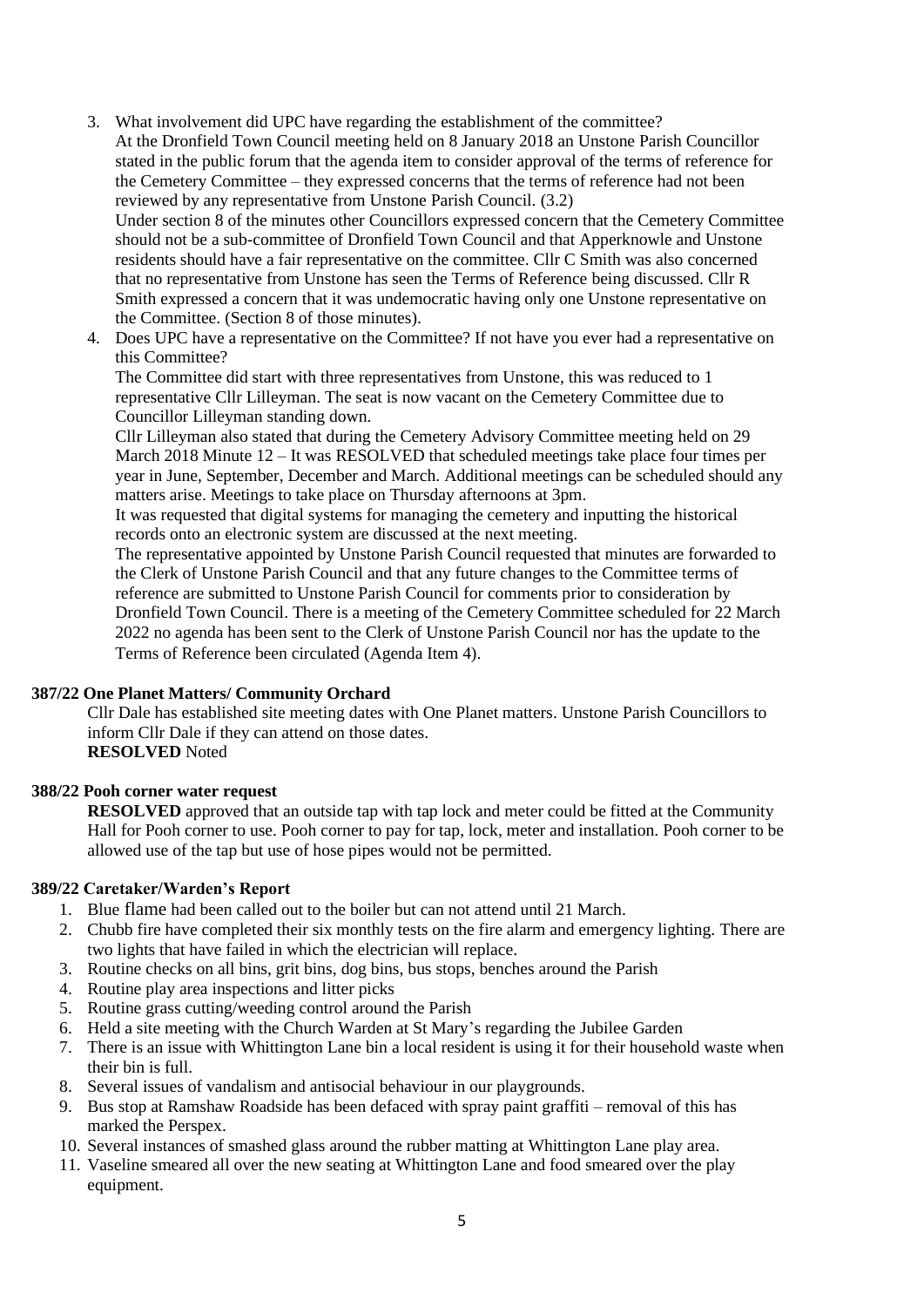3. What involvement did UPC have regarding the establishment of the committee?
   At the Dronfield Town Council meeting held on 8 January 2018 an Unstone Parish Councillor stated in the public forum that the agenda item to consider approval of the terms of reference for the Cemetery Committee – they expressed concerns that the terms of reference had not been reviewed by any representative from Unstone Parish Council. (3.2)
   Under section 8 of the minutes other Councillors expressed concern that the Cemetery Committee should not be a sub-committee of Dronfield Town Council and that Apperknowle and Unstone residents should have a fair representative on the committee. Cllr C Smith was also concerned that no representative from Unstone has seen the Terms of Reference being discussed. Cllr R Smith expressed a concern that it was undemocratic having only one Unstone representative on the Committee. (Section 8 of those minutes).
4. Does UPC have a representative on the Committee? If not have you ever had a representative on this Committee?
   The Committee did start with three representatives from Unstone, this was reduced to 1 representative Cllr Lilleyman. The seat is now vacant on the Cemetery Committee due to Councillor Lilleyman standing down.
   Cllr Lilleyman also stated that during the Cemetery Advisory Committee meeting held on 29 March 2018 Minute 12 – It was RESOLVED that scheduled meetings take place four times per year in June, September, December and March. Additional meetings can be scheduled should any matters arise. Meetings to take place on Thursday afternoons at 3pm.
   It was requested that digital systems for managing the cemetery and inputting the historical records onto an electronic system are discussed at the next meeting.
   The representative appointed by Unstone Parish Council requested that minutes are forwarded to the Clerk of Unstone Parish Council and that any future changes to the Committee terms of reference are submitted to Unstone Parish Council for comments prior to consideration by Dronfield Town Council. There is a meeting of the Cemetery Committee scheduled for 22 March 2022 no agenda has been sent to the Clerk of Unstone Parish Council nor has the update to the Terms of Reference been circulated (Agenda Item 4).

**387/22 One Planet Matters/ Community Orchard**

Cllr Dale has established site meeting dates with One Planet matters. Unstone Parish Councillors to inform Cllr Dale if they can attend on those dates.
**RESOLVED** Noted

**388/22 Pooh corner water request**

**RESOLVED** approved that an outside tap with tap lock and meter could be fitted at the Community Hall for Pooh corner to use. Pooh corner to pay for tap, lock, meter and installation. Pooh corner to be allowed use of the tap but use of hose pipes would not be permitted.

**389/22 Caretaker/Warden's Report**

1. Blue flame had been called out to the boiler but can not attend until 21 March.
2. Chubb fire have completed their six monthly tests on the fire alarm and emergency lighting. There are two lights that have failed in which the electrician will replace.
3. Routine checks on all bins, grit bins, dog bins, bus stops, benches around the Parish
4. Routine play area inspections and litter picks
5. Routine grass cutting/weeding control around the Parish
6. Held a site meeting with the Church Warden at St Mary's regarding the Jubilee Garden
7. There is an issue with Whittington Lane bin a local resident is using it for their household waste when their bin is full.
8. Several issues of vandalism and antisocial behaviour in our playgrounds.
9. Bus stop at Ramshaw Roadside has been defaced with spray paint graffiti – removal of this has marked the Perspex.
10. Several instances of smashed glass around the rubber matting at Whittington Lane play area.
11. Vaseline smeared all over the new seating at Whittington Lane and food smeared over the play equipment.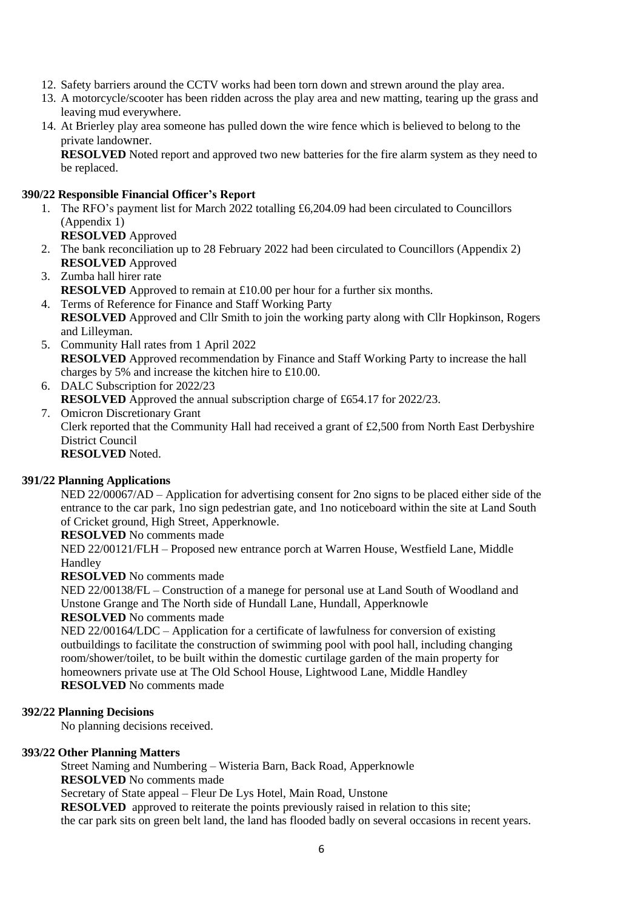12. Safety barriers around the CCTV works had been torn down and strewn around the play area.
13. A motorcycle/scooter has been ridden across the play area and new matting, tearing up the grass and leaving mud everywhere.
14. At Brierley play area someone has pulled down the wire fence which is believed to belong to the private landowner.
**RESOLVED** Noted report and approved two new batteries for the fire alarm system as they need to be replaced.

**390/22 Responsible Financial Officer's Report**

1. The RFO's payment list for March 2022 totalling £6,204.09 had been circulated to Councillors (Appendix 1)
**RESOLVED** Approved
2. The bank reconciliation up to 28 February 2022 had been circulated to Councillors (Appendix 2)
**RESOLVED** Approved
3. Zumba hall hirer rate
**RESOLVED** Approved to remain at £10.00 per hour for a further six months.
4. Terms of Reference for Finance and Staff Working Party
**RESOLVED** Approved and Cllr Smith to join the working party along with Cllr Hopkinson, Rogers and Lilleyman.
5. Community Hall rates from 1 April 2022
**RESOLVED** Approved recommendation by Finance and Staff Working Party to increase the hall charges by 5% and increase the kitchen hire to £10.00.
6. DALC Subscription for 2022/23
**RESOLVED** Approved the annual subscription charge of £654.17 for 2022/23.
7. Omicron Discretionary Grant
Clerk reported that the Community Hall had received a grant of £2,500 from North East Derbyshire District Council
**RESOLVED** Noted.

**391/22 Planning Applications**

NED 22/00067/AD – Application for advertising consent for 2no signs to be placed either side of the entrance to the car park, 1no sign pedestrian gate, and 1no noticeboard within the site at Land South of Cricket ground, High Street, Apperknowle.
**RESOLVED** No comments made

NED 22/00121/FLH – Proposed new entrance porch at Warren House, Westfield Lane, Middle Handley
**RESOLVED** No comments made

NED 22/00138/FL – Construction of a manege for personal use at Land South of Woodland and Unstone Grange and The North side of Hundall Lane, Hundall, Apperknowle
**RESOLVED** No comments made

NED 22/00164/LDC – Application for a certificate of lawfulness for conversion of existing outbuildings to facilitate the construction of swimming pool with pool hall, including changing room/shower/toilet, to be built within the domestic curtilage garden of the main property for homeowners private use at The Old School House, Lightwood Lane, Middle Handley
**RESOLVED** No comments made

**392/22 Planning Decisions**

No planning decisions received.

**393/22 Other Planning Matters**

Street Naming and Numbering – Wisteria Barn, Back Road, Apperknowle
**RESOLVED** No comments made

Secretary of State appeal – Fleur De Lys Hotel, Main Road, Unstone
**RESOLVED** approved to reiterate the points previously raised in relation to this site; the car park sits on green belt land, the land has flooded badly on several occasions in recent years.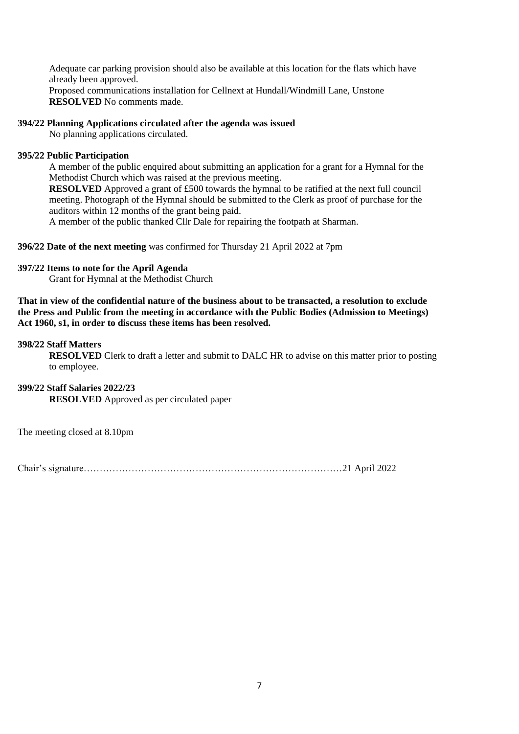Adequate car parking provision should also be available at this location for the flats which have already been approved.

Proposed communications installation for Cellnext at Hundall/Windmill Lane, Unstone

**RESOLVED** No comments made.

**394/22 Planning Applications circulated after the agenda was issued**

No planning applications circulated.

**395/22 Public Participation**

A member of the public enquired about submitting an application for a grant for a Hymnal for the Methodist Church which was raised at the previous meeting.

**RESOLVED** Approved a grant of £500 towards the hymnal to be ratified at the next full council meeting. Photograph of the Hymnal should be submitted to the Clerk as proof of purchase for the auditors within 12 months of the grant being paid.

A member of the public thanked Cllr Dale for repairing the footpath at Sharman.

**396/22 Date of the next meeting** was confirmed for Thursday 21 April 2022 at 7pm

**397/22 Items to note for the April Agenda**

Grant for Hymnal at the Methodist Church

**That in view of the confidential nature of the business about to be transacted, a resolution to exclude the Press and Public from the meeting in accordance with the Public Bodies (Admission to Meetings) Act 1960, s1, in order to discuss these items has been resolved.**

**398/22 Staff Matters**

**RESOLVED** Clerk to draft a letter and submit to DALC HR to advise on this matter prior to posting to employee.

**399/22 Staff Salaries 2022/23**

**RESOLVED** Approved as per circulated paper

The meeting closed at 8.10pm

Chair's signature………………………………………………………………………21 April 2022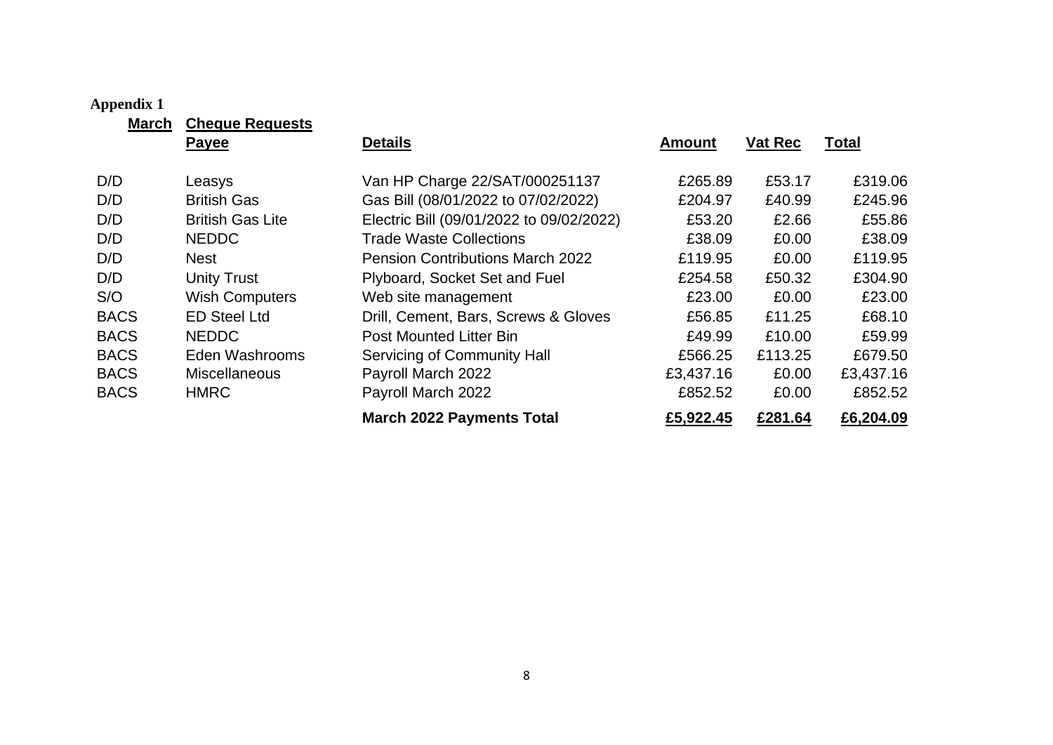**Appendix 1**

| **March** | **Cheque Requests** | | | | |
|---|---|---|---|---|---|
| | **Payee** | **Details** | **Amount** | **Vat Rec** | **Total** |
| D/D | Leasys | Van HP Charge 22/SAT/000251137 | £265.89 | £53.17 | £319.06 |
| D/D | British Gas | Gas Bill (08/01/2022 to 07/02/2022) | £204.97 | £40.99 | £245.96 |
| D/D | British Gas Lite | Electric Bill (09/01/2022 to 09/02/2022) | £53.20 | £2.66 | £55.86 |
| D/D | NEDDC | Trade Waste Collections | £38.09 | £0.00 | £38.09 |
| D/D | Nest | Pension Contributions March 2022 | £119.95 | £0.00 | £119.95 |
| D/D | Unity Trust | Plyboard, Socket Set and Fuel | £254.58 | £50.32 | £304.90 |
| S/O | Wish Computers | Web site management | £23.00 | £0.00 | £23.00 |
| BACS | ED Steel Ltd | Drill, Cement, Bars, Screws & Gloves | £56.85 | £11.25 | £68.10 |
| BACS | NEDDC | Post Mounted Litter Bin | £49.99 | £10.00 | £59.99 |
| BACS | Eden Washrooms | Servicing of Community Hall | £566.25 | £113.25 | £679.50 |
| BACS | Miscellaneous | Payroll March 2022 | £3,437.16 | £0.00 | £3,437.16 |
| BACS | HMRC | Payroll March 2022 | £852.52 | £0.00 | £852.52 |
| | | **March 2022 Payments Total** | **£5,922.45** | **£281.64** | **£6,204.09** |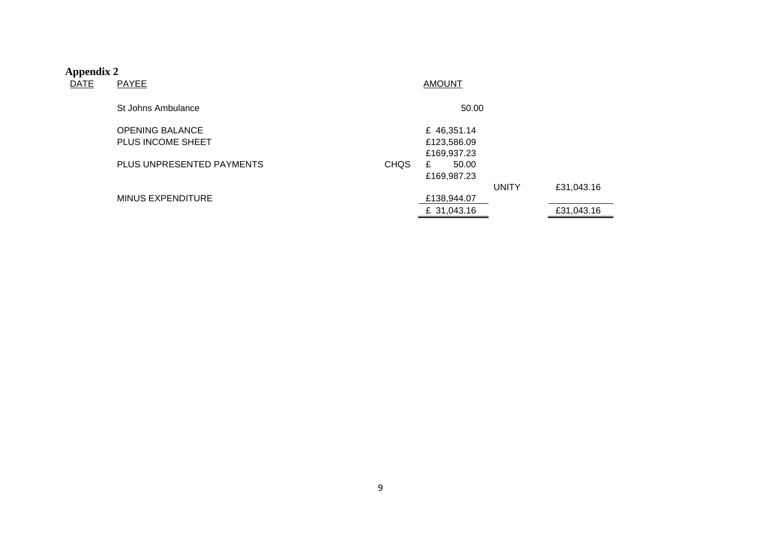**Appendix 2**

| DATE | PAYEE | | AMOUNT | | |
|---|---|---|---|---|---|
| | St Johns Ambulance | | 50.00 | | |
| | OPENING BALANCE | | £ 46,351.14 | | |
| | PLUS INCOME SHEET | | £123,586.09 | | |
| | | | £169,937.23 | | |
| | PLUS UNPRESENTED PAYMENTS | CHQS | £ 50.00 | | |
| | | | £169,987.23 | | |
| | | | | UNITY | £31,043.16 |
| | MINUS EXPENDITURE | | £138,944.07 | | |
| | | | £ 31,043.16 | | £31,043.16 |